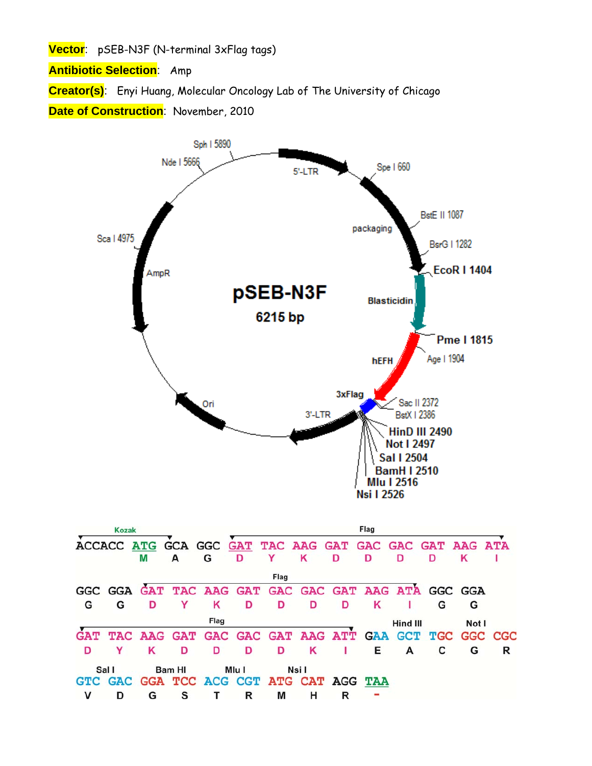**Vector**: pSEB-N3F (N-terminal 3xFlag tags)

**Antibiotic Selection**: Amp

**Creator(s)**: Enyi Huang, Molecular Oncology Lab of The University of Chicago

**Date of Construction**: November, 2010

pSEB-N3F
6215 bp

5'-LTR, packaging, Blasticidin, hEFH, 3xFlag, 3'-LTR, Ori, AmpR

Sph I 5890, Spe I 660, BstE II 1087, BsrG I 1282, EcoR I 1404, Pme I 1815, Age I 1904, Sac II 2372, BstX I 2386, HinD III 2490, Not I 2497, Sal I 2504, BamH I 2510, Mlu I 2516, Nsi I 2526, Nde I 5666, Sca I 4975

```
Kozak                       Flag
ACCACC ATG GCA GGC GAT TAC AAG GAT GAC GAC GAT AAG ATA
       M   A   G   D   Y   K   D   D   D   D   K   I

            Flag
GGC GGA GAT TAC AAG GAT GAC GAC GAT AAG ATA GGC GGA
G   G   D   Y   K   D   D   D   D   K   I   G   G

            Flag                         Hind III    Not I
GAT TAC AAG GAT GAC GAC GAT AAG ATT GAA GCT TGC GGC CGC
D   Y   K   D   D   D   D   K   I   E   A   C   G   R

Sal I   Bam HI   Mlu I   Nsi I
GTC GAC GGA TCC ACG CGT ATG CAT AGG TAA
V   D   G   S   T   R   M   H   R   -
```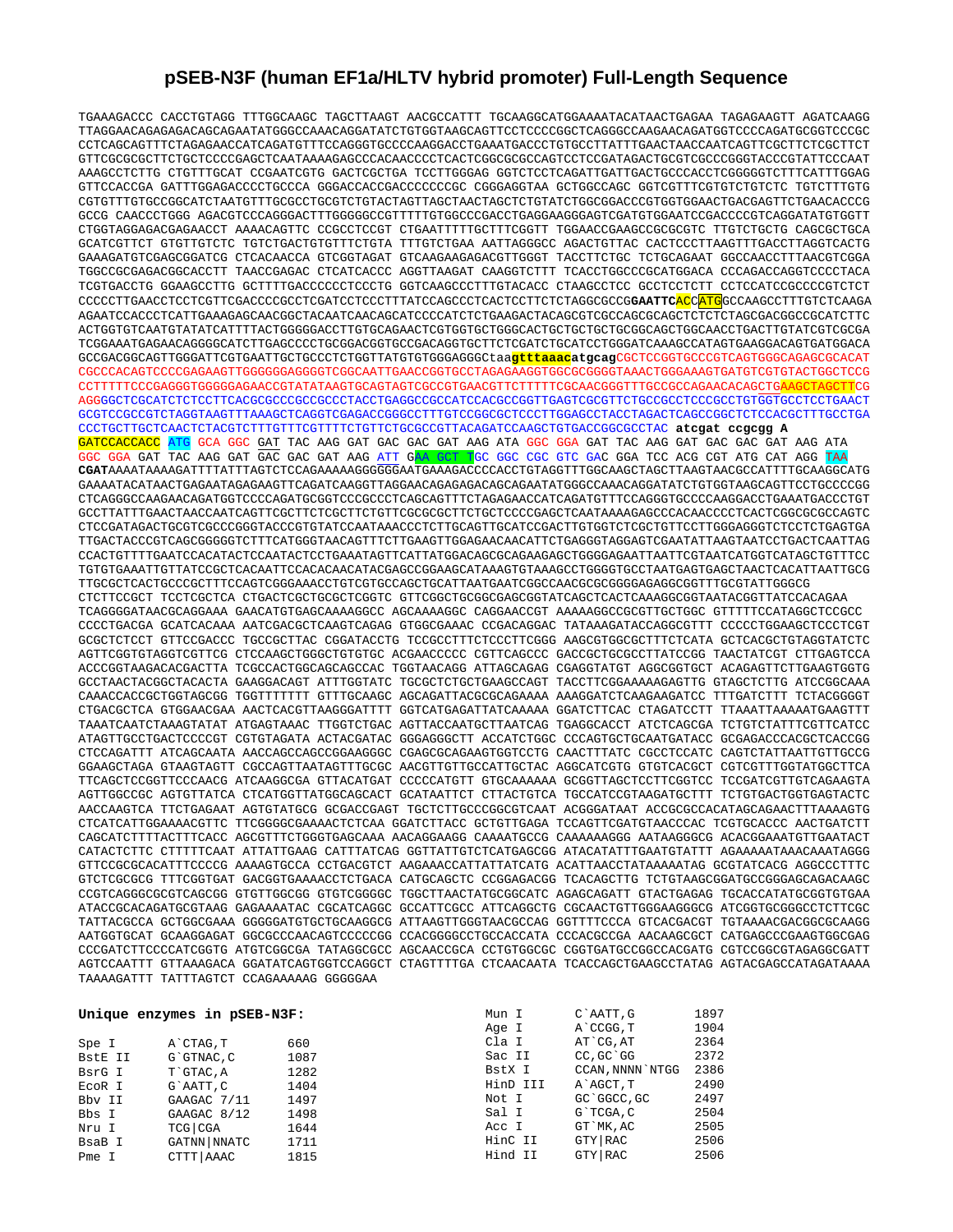# pSEB-N3F (human EF1a/HLTV hybrid promoter) Full-Length Sequence

```
TGAAAGACCC CACCTGTAGG TTTGGCAAGC TAGCTTAAGT AACGCCATTT TGCAAGGCATGGAAAATACATAACTGAGAA TAGAGAAGTT AGATCAAGG
TTAGGAACAGAGAGACAGCAGAATATGGGCCAAACAGGATATCTGTGGTAAGCAGTTCCTCCCCGGCTCAGGGCCAAGAACAGATGGTCCCCAGATGCGGTCCCGC
CCTCAGCAGTTTCTAGAGAACCATCAGATGTTTCCAGGGTGCCCCAAGGACCTGAAATGACCCTGTGCCTTATTTGAACTAACCAATCAGTTCGCTTCTCGCTTCT
GTTCGCGCGCTTCTGCTCCCCGAGCTCAATAAAAGAGCCCACAACCCCTCACTCGGCGCGCCAGTCCTCCGATAGACTGCGTCGCCCGGGTACCCGTATTCCCAAT
AAAGCCTCTTG CTGTTTGCAT CCGAATCGTG GACTCGCTGA TCCTTGGGAG GGTCTCCTCAGATTGATTGACTGCCCACCTCGGGGGTCTTTCATTTGGAG
GTTCCACCGA GATTTGGAGACCCCTGCCCA GGGACCACCGACCCCCCCGC CGGGAGGTAA GCTGGCCAGC GGTCGTTTCGTGTCTGTCTC TGTCTTTGTG
CGTGTTTGTGCCGGCATCTAATGTTTGCGCCTGCGTCTGTACTAGTTAGCTAACTAGCTCTGTATCTGGCGGACCCGTGGTGGAACTGACGAGTTCTGAACACCCG
GCCG CAACCCTGGG AGACGTCCCAGGGACTTTGGGGGCCGTTTTTGTGGCCCGACCTGAGGAAGGGAGTCGATGTGGAATCCGACCCCGTCAGGATATGTGGTT
CTGGTAGGAGACGAGAACCT AAAACAGTTC CCGCCTCCGT CTGAATTTTTGCTTTCGGTT TGGAACCGAAGCCGCGCGTC TTGTCTGCTG CAGCGCTGCA
GCATCGTTCT GTGTTGTCTC TGTCTGACTGTGTTTCTGTA TTTGTCTGAA AATTAGGGCC AGACTGTTAC CACTCCCTTAAGTTTGACCTTAGGTCACTG
GAAAGATGTCGAGCGGATCG CTCACAACCA GTCGGTAGAT GTCAAGAAGAGACGTTGGGT TACCTTCTGC TCTGCAGAAT GGCCAACCTTTAACGTCGGA
TGGCCGCGAGACGGCACCTT TAACCGAGAC CTCATCACCC AGGTTAAGAT CAAGGTCTTT TCACCTGGCCCGCATGGACA CCCAGACCAGGTCCCCTACA
TCGTGACCTG GGAAGCCTTG GCTTTTGACCCCCCTCCCTG GGTCAAGCCCTTTGTACACC CTAAGCCTCC GCCTCCTCTT CCTCCATCCGCCCCGTCTCT
CCCCCTTGAACCTCCTCGTTCGACCCCGCCTCGATCCTCCCTTTATCCAGCCCTCACTCCTTCTCTAGGCGCCGGAATTCACCATGGCCAAGCCTTTGTCTCAAGA
AGAATCCACCCTCATTGAAAGAGCAACGGCTACAATCAACAGCATCCCCATCTCTGAAGACTACAGCGTCGCCAGCGCAGCTCTCTCTAGCGACGGCCGCATCTTC
ACTGGTGTCAATGTATATCATTTTACTGGGGGACCTTGTGCAGAACTCGTGGTGCTGGGCACTGCTGCTGCTGCGGCAGCTGGCAACCTGACTTGTATCGTCGCGA
TCGGAAATGAGAACAGGGGCATCTTGAGCCCCTGCGGACGGTGCCGACAGGTGCTTCTCGATCTGCATCCTGGGATCAAAGCCATAGTGAAGGACAGTGATGGACA
GCCGACGGCAGTTGGGATTCGTGAATTGCTGCCCTCTGGTTATGTGTGGGAGGGCtaagtttaaacatgcagCGCTCCGGTGCCCGTCAGTGGGCAGAGCGCACAT
CGCCCACAGTCCCCGAGAAGTTGGGGGGAGGGGTCGGCAATTGAACCGGTGCCTAGAGAAGGTGGCGCGGGGTAAACTGGGAAAGTGATGTCGTGTACTGGCTCCG
CCTTTTTCCCGAGGGTGGGGGAGAACCGTATATAAGTGCAGTAGTCGCCGTGAACGTTCTTTTTCGCAACGGGTTTGCCGCCAGAACACAGCTGAAGCTAGCTTCG
AGGGGCTCGCATCTCTCCTTCACGCGCCCGCCGCCCTACCTGAGGCCGCCATCCACGCCGGTTGAGTCGCGTTCTGCCGCCTCCCGCCTGTGGTGCCTCCTGAACT
GCGTCCGCCGTCTAGGTAAGTTTAAAGCTCAGGTCGAGACCGGGCCTTTGTCCGGCGCTCCCTTGGAGCCTACCTAGACTCAGCCGGCTCTCCACGCTTTGCCTGA
CCCTGCTTGCTCAACTCTACGTCTTTGTTTCGTTTTCTGTTCTGCGCCGTTACAGATCCAAGCTGTGACCGGCGCCTAC atcgat ccgcgg A
GATCCACCACC ATG GCA GGC GAT TAC AAG GAT GAC GAC GAT AAG ATA GGC GGA GAT TAC AAG GAT GAC GAC GAT AAG ATA
GGC GGA GAT TAC AAG GAT GAC GAC GAT AAG ATT GAA GCT TGC GGC CGC GTC GAC GGA TCC ACG CGT ATG CAT AGG TAA
CGATAAAATAAAAGATTTTATTTAGTCTCCAGAAAAAGGGGGGAATGAAAGACCCCACCTGTAGGTTTGGCAAGCTAGCTTAAGTAACGCCATTTTGCAAGGCATG
GAAAATACATAACTGAGAATAGAGAAGTTCAGATCAAGGTTAGGAACAGAGAGACAGCAGAATATGGGCCAAACAGGATATCTGTGGTAAGCAGTTCCTGCCCCGG
CTCAGGGCCAAGAACAGATGGTCCCCAGATGCGGTCCCGCCCTCAGCAGTTTCTAGAGAACCATCAGATGTTTCCAGGGTGCCCCAAGGACCTGAAATGACCCTGT
GCCTTATTTGAACTAACCAATCAGTTCGCTTCTCGCTTCTGTTCGCGCGCTTCTGCTCCCCGAGCTCAATAAAAGAGCCCACAACCCCTCACTCGGCGCGCCAGTC
CTCCGATAGACTGCGTCGCCCGGGTACCCGTGTATCCAATAAACCCTCTTGCAGTTGCATCCGACTTGTGGTCTCGCTGTTCCTTGGGAGGGTCTCCTCTGAGTGA
TTGACTACCCGTCAGCGGGGGTCTTTCATGGGTAACAGTTTCTTGAAGTTGGAGAACAACATTCTGAGGGTAGGAGTCGAATATTAAGTAATCCTGACTCAATTAG
CCACTGTTTTGAATCCACATACTCCAATACTCCTGAAATAGTTCATTATGGACAGCGCAGAAGAGCTGGGGAGAATTAATTCGTAATCATGGTCATAGCTGTTTCC
TGTGTGAAATTGTTATCCGCTCACAATTCCACACAACATACGAGCCGGAAGCATAAAGTGTAAAGCCTGGGGTGCCTAATGAGTGAGCTAACTCACATTAATTGCG
TTGCGCTCACTGCCCGCTTTCCAGTCGGGAAACCTGTCGTGCCAGCTGCATTAATGAATCGGCCAACGCGCGGGGAGAGGCGGTTTGCGTATTGGGCG
CTCTTCCGCT TCCTCGCTCA CTGACTCGCTGCGCTCGGTC GTTCGGCTGCGGCGAGCGGTATCAGCTCACTCAAAGGCGGTAATACGGTTATCCACAGAA
TCAGGGGATAACGCAGGAAA GAACATGTGAGCAAAAGGCC AGCAAAAGGC CAGGAACCGT AAAAAGGCCGCGTTGCTGGC GTTTTTCCATAGGCTCCGCC
CCCCTGACGA GCATCACAAA AATCGACGCTCAAGTCAGAG GTGGCGAAAC CCGACAGGAC TATAAAGATACCAGGCGTTT CCCCCTGGAAGCTCCCTCGT
GCGCTCTCCT GTTCCGACCC TGCCGCTTAC CGGATACCTG TCCGCCTTTCTCCCTTCGGG AAGCGTGGCGCTTTCTCATA GCTCACGCTGTAGGTATCTC
AGTTCGGTGTAGGTCGTTCG CTCCAAGCTGGGCTGTGTGC ACGAACCCCC CGTTCAGCCC GACCGCTGCGCCTTATCCGG TAACTATCGT CTTGAGTCCA
ACCCGGTAAGACACGACTTA TCGCCACTGGCAGCAGCCAC TGGTAACAGG ATTAGCAGAG CGAGGTATGT AGGCGGTGCT ACAGAGTTCTTGAAGTGGTG
GCCTAACTACGGCTACACTA GAAGGACAGT ATTTGGTATC TGCGCTCTGCTGAAGCCAGT TACCTTCGGAAAAAGAGTTG GTAGCTCTTG ATCCGGCAAA
CAAACCACCGCTGGTAGCGG TGGTTTTTTT GTTTGCAAGC AGCAGATTACGCGCAGAAAA AAAGGATCTCAAGAAGATCC TTTGATCTTT TCTACGGGGT
CTGACGCTCA GTGGAACGAA AACTCACGTTAAGGGATTTT GGTCATGAGATTATCAAAAA GGATCTTCAC CTAGATCCTT TTAAATTAAAAATGAAGTTT
TAAATCAATCTAAAGTATAT ATGAGTAAAC TTGGTCTGAC AGTTACCAATGCTTAATCAG TGAGGCACCT ATCTCAGCGA TCTGTCTATTTCGTTCATCC
ATAGTTGCCTGACTCCCCGT CGTGTAGATA ACTACGATAC GGGAGGGCTT ACCATCTGGC CCCAGTGCTGCAATGATACC GCGAGACCCACGCTCACCGG
CTCCAGATTT ATCAGCAATA AACCAGCCAGCCGGAAGGGC CGAGCGCAGAAGTGGTCCTG CAACTTTATC CGCCTCCATC CAGTCTATTAATTGTTGCCG
GGAAGCTAGA GTAAGTAGTT CGCCAGTTAATAGTTTGCGC AACGTTGTTGCCATTGCTAC AGGCATCGTG GTGTCACGCT CGTCGTTTGGTATGGCTTCA
TTCAGCTCCGGTTCCCAACG ATCAAGGCGA GTTACATGAT CCCCCATGTT GTGCAAAAAA GCGGTTAGCTCCTTCGGTCC TCCGATCGTTGTCAGAAGTA
AGTTGGCCGC AGTGTTATCA CTCATGGTTATGGCAGCACT GCATAATTCT CTTACTGTCA TGCCATCCGTAAGATGCTTT TCTGTGACTGGTGAGTACTC
AACCAAGTCA TTCTGAGAAT AGTGTATGCG GCGACCGAGT TGCTCTTGCCCGGCGTCAAT ACGGGATAAT ACCGCGCCACATAGCAGAACTTTAAAAGTG
CTCATCATTGGAAAACGTTC TTCGGGGCGAAAACTCTCAA GGATCTTACC GCTGTTGAGA TCCAGTTCGATGTAACCCAC TCGTGCACCC AACTGATCTT
CAGCATCTTTTACTTTCACC AGCGTTTCTGGGTGAGCAAA AACAGGAAGG CAAAATGCCG CAAAAAAGGG AATAAGGGCG ACACGGAAATGTTGAATACT
CATACTCTTC CTTTTTCAAT ATTATTGAAG CATTTATCAG GGTTATTGTCTCATGAGCGG ATACATATTTGAATGTATTT AGAAAAATAAACAAATAGGG
GTTCCGCGCACATTTCCCCG AAAAGTGCCA CCTGACGTCT AAGAAACCATTATTATCATG ACATTAACCTATAAAAATAG GCGTATCACG AGGCCCTTTC
GTCTCGCGCG TTTCGGTGAT GACGGTGAAAACCTCTGACA CATGCAGCTC CCGGAGACGG TCACAGCTTG TCTGTAAGCGGATGCCGGGAGCAGACAAGC
CCGTCAGGGCGCGTCAGCGG GTGTTGGCGG GTGTCGGGGC TGGCTTAACTATGCGGCATC AGAGCAGATT GTACTGAGAG TGCACCATATGCGGTGTGAA
ATACCGCACAGATGCGTAAG GAGAAAATAC CGCATCAGGC GCCATTCGCC ATTCAGGCTG CGCAACTGTTGGGAAGGGCG ATCGGTGCGGGCCTCTTCGC
TATTACGCCA GCTGGCGAAA GGGGGATGTGCTGCAAGGCG ATTAAGTTGGGTAACGCCAG GGTTTTCCCA GTCACGACGT TGTAAAACGACGGCGAAGG
AATGGTGCAT GCAAGGAGAT GGCGCCCAACAGTCCCCCGG CCACGGGGCCTGCCACCATA CCCACGCCGA AACAAGCGCT CATGAGCCCGAAGTGGCGAG
CCCGATCTTCCCCATCGGTG ATGTCGGCGA TATAGGCGCC AGCAACCGCA CCTGTGGCGC CGGTGATGCCGGCCACGATG CGTCCGGCGTAGAGGCGATT
AGTCCAATTT GTTAAAGACA GGATATCAGTGGTCCAGGCT CTAGTTTTGA CTCAACAATA TCACCAGCTGAAGCCTATAG AGTACGAGCCATAGATAAAA
TAAAAGATTT TATTTAGTCT CCAGAAAAAG GGGGGAA
```

## Unique enzymes in pSEB-N3F:

| Enzyme | Site | Position |
|---|---|---|
| Spe I | A`CTAG,T | 660 |
| BstE II | G`GTNAC,C | 1087 |
| BsrG I | T`GTAC,A | 1282 |
| EcoR I | G`AATT,C | 1404 |
| Bbv II | GAAGAC 7/11 | 1497 |
| Bbs I | GAAGAC 8/12 | 1498 |
| Nru I | TCG\|CGA | 1644 |
| BsaB I | GATNN\|NNATC | 1711 |
| Pme I | CTTT\|AAAC | 1815 |
| Mun I | C`AATT,G | 1897 |
| Age I | A`CCGG,T | 1904 |
| Cla I | AT`CG,AT | 2364 |
| Sac II | CC,GC`GG | 2372 |
| BstX I | CCAN,NNNN`NTGG | 2386 |
| HinD III | A`AGCT,T | 2490 |
| Not I | GC`GGCC,GC | 2497 |
| Sal I | G`TCGA,C | 2504 |
| Acc I | GT`MK,AC | 2505 |
| HinC II | GTY\|RAC | 2506 |
| Hind II | GTY\|RAC | 2506 |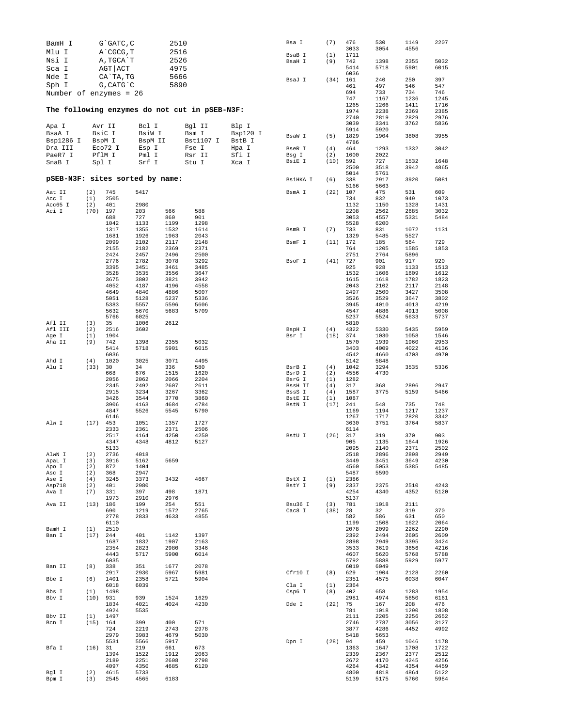```
BamH I      G`GATC,C        2510
Mlu I       A`CGCG,T        2516
Nsi I       A,TGCA`T        2526
Sca I       AGT|ACT         4975
Nde I       CA`TA,TG        5666
Sph I       G,CATG`C        5890
Number of enzymes = 26
```

**The following enzymes do not cut in pSEB-N3F:**

```
Apa I       Avr II      Bcl I       Bgl II      Blp I
BsaA I      BsiC I      BsiW I      Bsm I       Bsp120 I
Bsp1286 I   BspM I      BspM II     Bst1107 I   BstB I
Dra III     Eco72 I     Esp I       Fse I       Hpa I
PaeR7 I     PflM I      Pml I       Rsr II      Sfi I
SnaB I      Spl I       Srf I       Stu I       Xca I
```

**pSEB-N3F: sites sorted by name:**

```
Aat II    (2)   745    5417
Acc I     (1)   2505
Acc65 I   (2)   401    2980
Aci I     (70)  197    203    566    588
                688    727    860    901
                1042   1133   1199   1298
                1317   1355   1532   1614
                1681   1926   1963   2043
                2099   2102   2117   2148
                2155   2182   2369   2371
                2424   2457   2496   2500
                2776   2782   3078   3292
                3395   3451   3461   3485
                3528   3535   3556   3647
                3675   3802   3821   3942
                4052   4187   4196   4558
                4649   4840   4886   5007
                5051   5128   5237   5336
                5383   5557   5596   5606
                5632   5670   5683   5709
                5766   6025
Afl II    (3)   35     1006   2612
Afl III   (2)   2516   3602
Age I     (1)   1904
Aha II    (9)   742    1398   2355   5032
                5414   5718   5901   6015
                6036
Ahd I     (4)   1020   3025   3071   4495
Alu I     (33)  30     34     336    580
                668    676    1515   1620
                2056   2062   2066   2204
                2345   2492   2607   2611
                2915   3234   3267   3362
                3426   3544   3770   3860
                3906   4163   4684   4784
                4847   5526   5545   5790
                6146
Alw I     (17)  453    1051   1357   1727
                2333   2361   2371   2506
                2517   4164   4250   4250
                4347   4348   4812   5127
                5133
AlwN I    (2)   2736   4018
ApaL I    (3)   3916   5162   5659
Apo I     (2)   872    1404
Asc I     (2)   368    2947
Ase I     (4)   3245   3373   3432   4667
Asp718    (2)   401    2980
Ava I     (7)   331    397    498    1871
                1973   2910   2976
Ava II    (13)  186    199    254    551
                690    1219   1572   2765
                2778   2833   4633   4855
                6110
BamH I    (1)   2510
Ban I     (17)  244    401    1142   1397
                1687   1832   1907   2163
                2354   2823   2980   3346
                4443   5717   5900   6014
                6035
Ban II    (8)   338    351    1677   2078
                2917   2930   5967   5981
Bbe I     (6)   1401   2358   5721   5904
                6018   6039
Bbs I     (1)   1498
Bbv I     (10)  931    939    1524   1629
                1834   4021   4024   4230
                4924   5535
Bbv II    (1)   1497
Bcn I     (15)  164    399    400    571
                724    2219   2743   2978
                2979   3983   4679   5030
                5531   5566   5917
Bfa I     (16)  31     219    661    673
                1394   1522   1912   2063
                2189   2251   2608   2798
                4097   4350   4685   6120
Bgl I     (2)   4615   5733
Bpm I     (3)   2545   4565   6183
Bsa I     (7)   476    530    1149   2207
                3033   3054   4556
BsaB I    (1)   1711
BsaH I    (9)   742    1398   2355   5032
                5414   5718   5901   6015
                6036
BsaJ I    (34)  161    240    250    397
                461    497    546    547
                694    733    734    746
                747    1167   1236   1245
                1265   1266   1411   1716
                1974   2238   2369   2385
                2740   2819   2829   2976
                3039   3341   3762   5836
                5914   5920
BsaW I    (5)   1829   1904   3808   3955
                4786
BseR I    (4)   464    1293   1332   3042
Bsg I     (2)   1600   2022
BsiE I    (10)  592    727    1532   1648
                2500   3518   3942   4865
                5014   5761
BsiHKA I  (6)   338    2917   3920   5081
                5166   5663
BsmA I    (22)  107    475    531    609
                734    832    949    1073
                1132   1150   1328   1431
                2208   2562   2685   3032
                3053   4557   5331   5484
                5528   6200
BsmB I    (7)   733    831    1072   1131
                1329   5485   5527
BsmF I    (11)  172    185    564    729
                764    1205   1585   1853
                2751   2764   5896
BsoF I    (41)  727    901    917    920
                925    928    1133   1513
                1532   1606   1609   1612
                1615   1618   1782   1823
                2043   2102   2117   2148
                2497   2500   3427   3508
                3526   3529   3647   3802
                3945   4010   4013   4219
                4547   4886   4913   5008
                5237   5524   5633   5737
                5810
BspH I    (4)   4322   5330   5435   5959
Bsr I     (18)  374    1030   1058   1546
                1570   1939   1960   2953
                3403   4009   4022   4136
                4542   4660   4703   4970
                5142   5848
BsrB I    (4)   1042   3294   3535   5336
BsrD I    (2)   4556   4730
BsrG I    (1)   1282
BssH II   (4)   317    368    2896   2947
BssS I    (4)   1587   3775   5159   5466
BstE II   (1)   1087
BstN I    (17)  241    548    735    748
                1169   1194   1217   1237
                1267   1717   2820   3342
                3630   3751   3764   5837
                6114
BstU I    (26)  317    319    370    903
                905    1135   1644   1926
                2095   2140   2371   2502
                2518   2896   2898   2949
                3449   3451   3649   4230
                4560   5053   5385   5485
                5487   5590
BstX I    (1)   2386
BstY I    (9)   2337   2375   2510   4243
                4254   4340   4352   5120
                5137
Bsu36 I   (3)   781    1018   2111
Cac8 I    (38)  28     32     319    370
                582    586    631    650
                1199   1508   1622   2064
                2078   2099   2262   2290
                2392   2494   2605   2609
                2898   2949   3395   3424
                3533   3619   3656   4216
                4607   5620   5768   5788
                5792   5888   5929   5977
                6019   6049
Cfr10 I   (8)   629    1904   2128   2260
                2351   4575   6038   6047
Cla I     (1)   2364
Csp6 I    (8)   402    658    1283   1954
                2981   4974   5650   6161
Dde I     (22)  75     167    208    476
                781    1018   1290   1808
                2111   2205   2256   2652
                2746   2787   3056   3127
                3877   4286   4452   4992
                5418   5653
Dpn I     (28)  94     459    1046   1178
                1363   1647   1708   1722
                2339   2367   2377   2512
                2672   4170   4245   4256
                4264   4342   4354   4459
                4800   4818   4864   5122
                5139   5175   5760   5984
```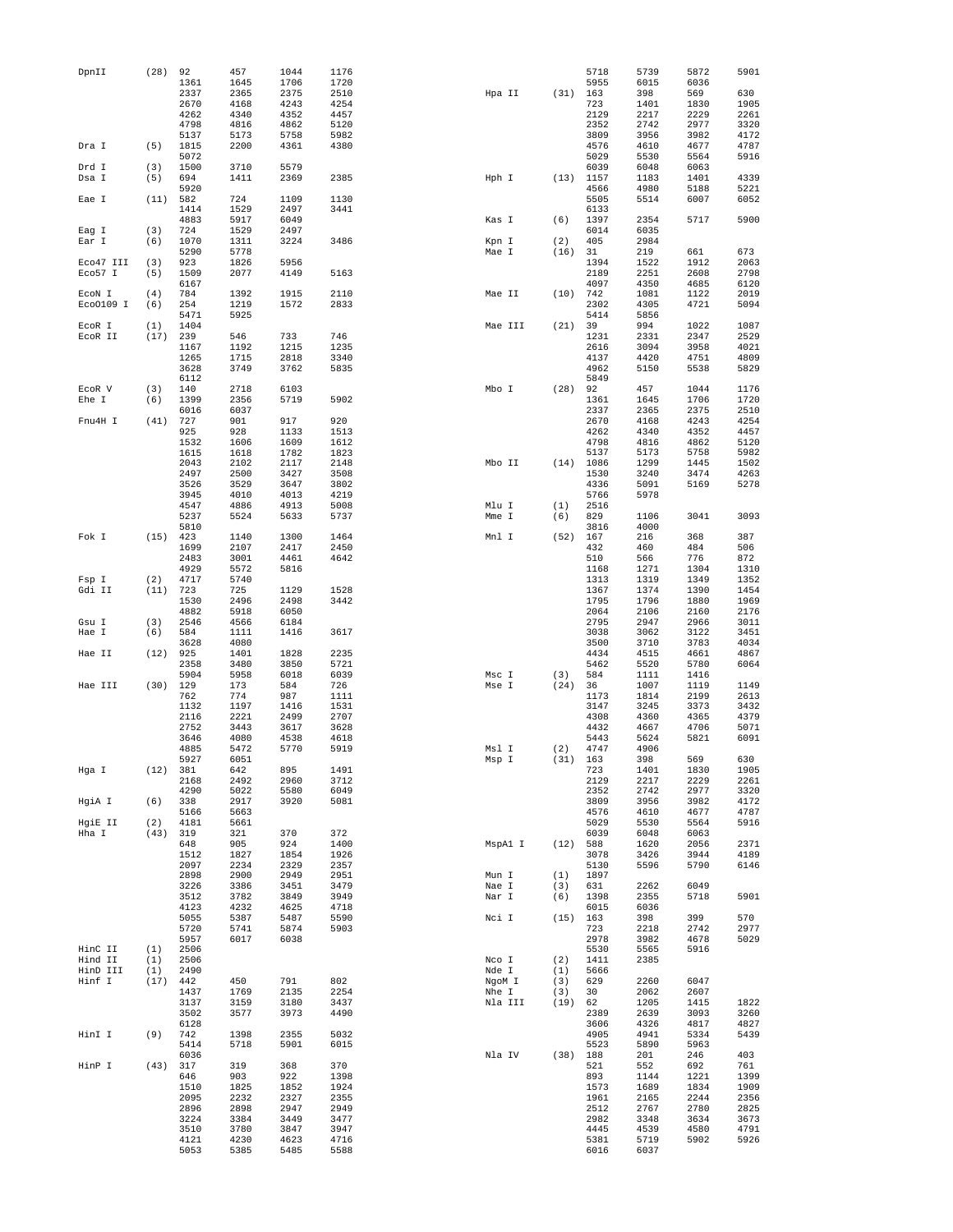```
DpnII      (28)  92     457    1044   1176
                 1361   1645   1706   1720
                 2337   2365   2375   2510
                 2670   4168   4243   4254
                 4262   4340   4352   4457
                 4798   4816   4862   5120
                 5137   5173   5758   5982
Dra I      (5)   1815   2200   4361   4380
                 5072
Drd I      (3)   1500   3710   5579
Dsa I      (5)   694    1411   2369   2385
                 5920
Eae I      (11)  582    724    1109   1130
                 1414   1529   2497   3441
                 4883   5917   6049
Eag I      (3)   724    1529   2497
Ear I      (6)   1070   1311   3224   3486
                 5290   5778
Eco47 III  (3)   923    1826   5956
Eco57 I    (5)   1509   2077   4149   5163
                 6167
EcoN I     (4)   784    1392   1915   2110
EcoO109 I  (6)   254    1219   1572   2833
                 5471   5925
EcoR I     (1)   1404
EcoR II    (17)  239    546    733    746
                 1167   1192   1215   1235
                 1265   1715   2818   3340
                 3628   3749   3762   5835
                 6112
EcoR V     (3)   140    2718   6103
Ehe I      (6)   1399   2356   5719   5902
                 6016   6037
Fnu4H I    (41)  727    901    917    920
                 925    928    1133   1513
                 1532   1606   1609   1612
                 1615   1618   1782   1823
                 2043   2102   2117   2148
                 2497   2500   3427   3508
                 3526   3529   3647   3802
                 3945   4010   4013   4219
                 4547   4886   4913   5008
                 5237   5524   5633   5737
                 5810
Fok I      (15)  423    1140   1300   1464
                 1699   2107   2417   2450
                 2483   3001   4461   4642
                 4929   5572   5816
Fsp I      (2)   4717   5740
Gdi II     (11)  723    725    1129   1528
                 1530   2496   2498   3442
                 4882   5918   6050
Gsu I      (3)   2546   4566   6184
Hae I      (6)   584    1111   1416   3617
                 3628   4080
Hae II     (12)  925    1401   1828   2235
                 2358   3480   3850   5721
                 5904   5958   6018   6039
Hae III    (30)  129    173    584    726
                 762    774    987    1111
                 1132   1197   1416   1531
                 2116   2221   2499   2707
                 2752   3443   3617   3628
                 3646   4080   4538   4618
                 4885   5472   5770   5919
                 5927   6051
Hga I      (12)  381    642    895    1491
                 2168   2492   2960   3712
                 4290   5022   5580   6049
HgiA I     (6)   338    2917   3920   5081
                 5166   5663
HgiE II    (2)   4181   5661
Hha I      (43)  319    321    370    372
                 648    905    924    1400
                 1512   1827   1854   1926
                 2097   2234   2329   2357
                 2898   2900   2949   2951
                 3226   3386   3451   3479
                 3512   3782   3849   3949
                 4123   4232   4625   4718
                 5055   5387   5487   5590
                 5720   5741   5874   5903
                 5957   6017   6038
HinC II    (1)   2506
Hind II    (1)   2506
HinD III   (1)   2490
Hinf I     (17)  442    450    791    802
                 1437   1769   2135   2254
                 3137   3159   3180   3437
                 3502   3577   3973   4490
                 6128
HinI I     (9)   742    1398   2355   5032
                 5414   5718   5901   6015
                 6036
HinP I     (43)  317    319    368    370
                 646    903    922    1398
                 1510   1825   1852   1924
                 2095   2232   2327   2355
                 2896   2898   2947   2949
                 3224   3384   3449   3477
                 3510   3780   3847   3947
                 4121   4230   4623   4716
                 5053   5385   5485   5588
                 5718   5739   5872   5901
                 5955   6015   6036
Hpa II     (31)  163    398    569    630
                 723    1401   1830   1905
                 2129   2217   2229   2261
                 2352   2742   2977   3320
                 3809   3956   3982   4172
                 4576   4610   4677   4787
                 5029   5530   5564   5916
                 6039   6048   6063
Hph I      (13)  1157   1183   1401   4339
                 4566   4980   5188   5221
                 5505   5514   6007   6052
                 6133
Kas I      (6)   1397   2354   5717   5900
                 6014   6035
Kpn I      (2)   405    2984
Mae I      (16)  31     219    661    673
                 1394   1522   1912   2063
                 2129   2217   2229   2261
                 2189   2251   2608   2798
                 4097   4350   4685   6120
Mae II     (10)  742    1081   1122   2019
                 2302   4305   4721   5094
                 5414   5856
Mae III    (21)  39     994    1022   1087
                 1231   2331   2347   2529
                 2616   3094   3958   4021
                 4137   4420   4751   4809
                 4962   5150   5538   5829
                 5849
Mbo I      (28)  92     457    1044   1176
                 1361   1645   1706   1720
                 2337   2365   2375   2510
                 2670   4168   4243   4254
                 4262   4340   4352   4457
                 4798   4816   4862   5120
                 5137   5173   5758   5982
Mbo II     (14)  1086   1299   1445   1502
                 1530   3240   3474   4263
                 4336   5091   5169   5278
                 5766   5978
Mlu I      (1)   2516
Mme I      (6)   829    1106   3041   3093
                 3816   4000
Mnl I      (52)  167    216    368    387
                 432    460    484    506
                 510    566    776    872
                 1168   1271   1304   1310
                 1313   1319   1349   1352
                 1367   1374   1390   1454
                 1795   1796   1880   1969
                 2064   2106   2160   2176
                 2795   2947   2966   3011
                 3038   3062   3122   3451
                 3500   3710   3783   4034
                 4434   4515   4661   4867
                 5462   5520   5780   6064
Msc I      (3)   584    1111   1416
Mse I      (24)  36     1007   1119   1149
                 1173   1814   2199   2613
                 3147   3245   3373   3432
                 4308   4360   4365   4379
                 4432   4667   4706   5071
                 5443   5624   5821   6091
Msl I      (2)   4747   4906
Msp I      (31)  163    398    569    630
                 723    1401   1830   1905
                 2129   2217   2229   2261
                 2352   2742   2977   3320
                 3809   3956   3982   4172
                 4576   4610   4677   4787
                 5029   5530   5564   5916
                 6039   6048   6063
MspA1 I    (12)  588    1620   2056   2371
                 3078   3426   3944   4189
                 5130   5596   5790   6146
Mun I      (1)   1897
Nae I      (3)   631    2262   6049
Nar I      (6)   1398   2355   5718   5901
                 6015   6036
Nci I      (15)  163    398    399    570
                 723    2218   2742   2977
                 2978   3982   4678   5029
                 5530   5565   5916
Nco I      (2)   1411   2385
Nde I      (1)   5666
NgoM I     (3)   629    2260   6047
Nhe I      (3)   30     2062   2607
Nla III    (19)  62     1205   1415   1822
                 2389   2639   3093   3260
                 3606   4326   4817   4827
                 4905   4941   5334   5439
                 5523   5890   5963
Nla IV     (38)  188    201    246    403
                 521    552    692    761
                 893    1144   1221   1399
                 1573   1689   1834   1909
                 1961   2165   2244   2356
                 2512   2767   2780   2825
                 2982   3348   3634   3673
                 4445   4539   4580   4791
                 5381   5719   5902   5926
                 6016   6037
```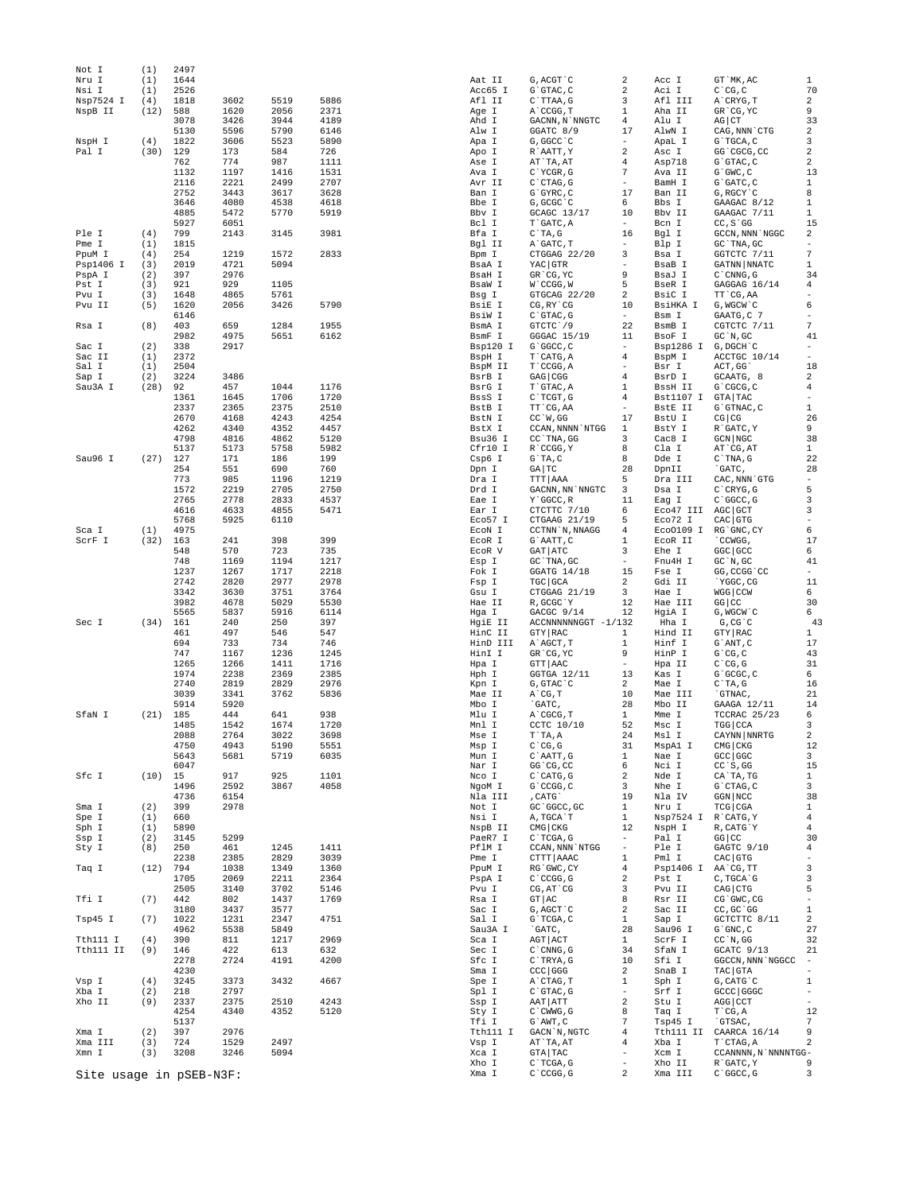| | | | | | |
|---|---|---|---|---|---|
| Not I | (1) | 2497 | | | |
| Nru I | (1) | 1644 | | | |
| Nsi I | (1) | 2526 | | | |
| Nsp7524 I | (4) | 1818 | 3602 | 5519 | 5886 |
| NspB II | (12) | 588 | 1620 | 2056 | 2371 |
| | | 3078 | 3426 | 3944 | 4189 |
| | | 5130 | 5596 | 5790 | 6146 |
| NspH I | (4) | 1822 | 3606 | 5523 | 5890 |
| Pal I | (30) | 129 | 173 | 584 | 726 |
| | | 762 | 774 | 987 | 1111 |
| | | 1132 | 1197 | 1416 | 1531 |
| | | 2116 | 2221 | 2499 | 2707 |
| | | 2752 | 3443 | 3617 | 3628 |
| | | 3646 | 4080 | 4538 | 4618 |
| | | 4885 | 5472 | 5770 | 5919 |
| | | 5927 | 6051 | | |
| Ple I | (4) | 799 | 2143 | 3145 | 3981 |
| Pme I | (1) | 1815 | | | |
| PpuM I | (4) | 254 | 1219 | 1572 | 2833 |
| Psp1406 I | (3) | 2019 | 4721 | 5094 | |
| PspA I | (2) | 397 | 2976 | | |
| Pst I | (3) | 921 | 929 | 1105 | |
| Pvu I | (3) | 1648 | 4865 | 5761 | |
| Pvu II | (5) | 1620 | 2056 | 3426 | 5790 |
| | | 6146 | | | |
| Rsa I | (8) | 403 | 659 | 1284 | 1955 |
| | | 2982 | 4975 | 5651 | 6162 |
| Sac I | (2) | 338 | 2917 | | |
| Sac II | (1) | 2372 | | | |
| Sal I | (1) | 2504 | | | |
| Sap I | (2) | 3224 | 3486 | | |
| Sau3A I | (28) | 92 | 457 | 1044 | 1176 |
| | | 1361 | 1645 | 1706 | 1720 |
| | | 2337 | 2365 | 2375 | 2510 |
| | | 2670 | 4168 | 4243 | 4254 |
| | | 4262 | 4340 | 4352 | 4457 |
| | | 4798 | 4816 | 4862 | 5120 |
| | | 5137 | 5173 | 5758 | 5982 |
| Sau96 I | (27) | 127 | 171 | 186 | 199 |
| | | 254 | 551 | 690 | 760 |
| | | 773 | 985 | 1196 | 1219 |
| | | 1572 | 2219 | 2705 | 2750 |
| | | 2765 | 2778 | 2833 | 4537 |
| | | 4616 | 4633 | 4855 | 5471 |
| | | 5768 | 5925 | 6110 | |
| Sca I | (1) | 4975 | | | |
| ScrF I | (32) | 163 | 241 | 398 | 399 |
| | | 548 | 570 | 723 | 735 |
| | | 748 | 1169 | 1194 | 1217 |
| | | 1237 | 1267 | 1717 | 2218 |
| | | 2742 | 2820 | 2977 | 2978 |
| | | 3342 | 3630 | 3751 | 3764 |
| | | 3982 | 4678 | 5029 | 5530 |
| | | 5565 | 5837 | 5916 | 6114 |
| Sec I | (34) | 161 | 240 | 250 | 397 |
| | | 461 | 497 | 546 | 547 |
| | | 694 | 733 | 734 | 746 |
| | | 747 | 1167 | 1236 | 1245 |
| | | 1265 | 1266 | 1411 | 1716 |
| | | 1974 | 2238 | 2369 | 2385 |
| | | 2740 | 2819 | 2829 | 2976 |
| | | 3039 | 3341 | 3762 | 5836 |
| | | 5914 | 5920 | | |
| SfaN I | (21) | 185 | 444 | 641 | 938 |
| | | 1485 | 1542 | 1674 | 1720 |
| | | 2088 | 2764 | 3022 | 3698 |
| | | 4750 | 4943 | 5190 | 5551 |
| | | 5643 | 5681 | 5719 | 6035 |
| | | 6047 | | | |
| Sfc I | (10) | 15 | 917 | 925 | 1101 |
| | | 1496 | 2592 | 3867 | 4058 |
| | | 4736 | 6154 | | |
| Sma I | (2) | 399 | 2978 | | |
| Spe I | (1) | 660 | | | |
| Sph I | (1) | 5890 | | | |
| Ssp I | (2) | 3145 | 5299 | | |
| Sty I | (8) | 250 | 461 | 1245 | 1411 |
| | | 2238 | 2385 | 2829 | 3039 |
| Taq I | (12) | 794 | 1038 | 1349 | 1360 |
| | | 1705 | 2069 | 2211 | 2364 |
| | | 2505 | 3140 | 3702 | 5146 |
| Tfi I | (7) | 442 | 802 | 1437 | 1769 |
| | | 3180 | 3437 | 3577 | |
| Tsp45 I | (7) | 1022 | 1231 | 2347 | 4751 |
| | | 4962 | 5538 | 5849 | |
| Tth111 I | (4) | 390 | 811 | 1217 | 2969 |
| Tth111 II | (9) | 146 | 422 | 613 | 632 |
| | | 2278 | 2724 | 4191 | 4200 |
| | | 4230 | | | |
| Vsp I | (4) | 3245 | 3373 | 3432 | 4667 |
| Xba I | (2) | 218 | 2797 | | |
| Xho II | (9) | 2337 | 2375 | 2510 | 4243 |
| | | 4254 | 4340 | 4352 | 5120 |
| | | 5137 | | | |
| Xma I | (2) | 397 | 2976 | | |
| Xma III | (3) | 724 | 1529 | 2497 | |
| Xmn I | (3) | 3208 | 3246 | 5094 | |

Site usage in pSEB-N3F:

| | | | | | |
|---|---|---|---|---|---|
| Aat II | G,ACGT`C | 2 | Acc I | GT`MK,AC | 1 |
| Acc65 I | G`GTAC,C | 2 | Aci I | C`CG,C | 70 |
| Afl II | C`TTAA,G | 3 | Afl III | A`CRYG,T | 2 |
| Age I | A`CCGG,T | 1 | Aha II | GR`CG,YC | 9 |
| Ahd I | GACNN,N`NNGTC | 4 | Alu I | AG\|CT | 33 |
| Alw I | GGATC 8/9 | 17 | AlwN I | CAG,NNN`CTG | 2 |
| Apa I | G,GGCC`C | - | ApaL I | G`TGCA,C | 3 |
| Apo I | R`AATT,Y | 2 | Asc I | GG`CGCG,CC | 2 |
| Ase I | AT`TA,AT | 4 | Asp718 | G`GTAC,C | 2 |
| Ava I | C`YCGR,G | 7 | Ava II | G`GWC,C | 13 |
| Avr II | C`CTAG,G | - | BamH I | G`GATC,C | 1 |
| Ban I | G`GYRC,C | 17 | Ban II | G,RGCY`C | 8 |
| Bbe I | G,GCGC`C | 6 | Bbs I | GAAGAC 8/12 | 1 |
| Bbv I | GCAGC 13/17 | 10 | Bbv II | GAAGAC 7/11 | 1 |
| Bcl I | T`GATC,A | - | Bcn I | CC,S`GG | 15 |
| Bfa I | C`TA,G | 16 | Bgl I | GCCN,NNN`NGGC | 2 |
| Bgl II | A`GATC,T | - | Blp I | GC`TNA,GC | - |
| Bpm I | CTGGAG 22/20 | 3 | Bsa I | GGTCTC 7/11 | 7 |
| BsaA I | YAC\|GTR | - | BsaB I | GATNN\|NNATC | 1 |
| BsaH I | GR`CG,YC | 9 | BsaJ I | C`CNNG,G | 34 |
| BsaW I | W`CCGG,W | 5 | BseR I | GAGGAG 16/14 | 4 |
| Bsg I | GTGCAG 22/20 | 2 | BsiC I | TT`CG,AA | - |
| BsiE I | CG,RY`CG | 10 | BsiHKA I | G,WGCW`C | 6 |
| BsiW I | C`GTAC,G | - | Bsm I | GAATG,C 7 | - |
| BsmA I | GTCTC`/9 | 22 | BsmB I | CGTCTC 7/11 | 7 |
| BsmF I | GGGAC 15/19 | 11 | BsoF I | GC`N,GC | 41 |
| Bsp120 I | G`GGCC,C | - | Bsp1286 I | G,DGCH`C | - |
| BspH I | T`CATG,A | 4 | BspM I | ACCTGC 10/14 | - |
| BspM II | T`CCGG,A | - | Bsr I | ACT,GG` | 18 |
| BsrB I | GAG\|CGG | 4 | BsrD I | GCAATG, 8 | 2 |
| BsrG I | T`GTAC,A | 1 | BssH II | G`CGCG,C | 4 |
| BssS I | C`TCGT,G | 4 | Bst1107 I | GTA\|TAC | - |
| BstB I | TT`CG,AA | - | BstE II | G`GTNAC,C | 1 |
| BstN I | CC`W,GG | 17 | BstU I | CG\|CG | 26 |
| BstX I | CCAN,NNNN`NTGG | 1 | BstY I | R`GATC,Y | 9 |
| Bsu36 I | CC`TNA,GG | 3 | Cac8 I | GCN\|NGC | 38 |
| Cfr10 I | R`CCGG,Y | 8 | Cla I | AT`CG,AT | 1 |
| Csp6 I | G`TA,C | 8 | Dde I | C`TNA,G | 22 |
| Dpn I | GA\|TC | 28 | DpnII | `GATC, | 28 |
| Dra I | TTT\|AAA | 5 | Dra III | CAC,NNN`GTG | - |
| Drd I | GACNN,NN`NNGTC | 3 | Dsa I | C`CRYG,G | 5 |
| Eae I | Y`GGCC,R | 11 | Eag I | C`GGCC,G | 3 |
| Ear I | CTCTTC 7/10 | 6 | Eco47 III | AGC\|GCT | 3 |
| Eco57 I | CTGAAG 21/19 | 5 | Eco72 I | CAC\|GTG | - |
| EcoN I | CCTNN`N,NNAGG | 4 | Eco0109 I | RG`GNC,CY | 6 |
| EcoR I | G`AATT,C | 1 | EcoR II | `CCWGG, | 17 |
| EcoR V | GAT\|ATC | 3 | Ehe I | GGC\|GCC | 6 |
| Esp I | GC`TNA,GC | - | Fnu4H I | GC`N,GC | 41 |
| Fok I | GGATG 14/18 | 15 | Fse I | GG,CCGG`CC | - |
| Fsp I | TGC\|GCA | 2 | Gdi II | `YGGC,CG | 11 |
| Gsu I | CTGGAG 21/19 | 3 | Hae I | WGG\|CCW | 6 |
| Hae II | R,GCGC`Y | 12 | Hae III | GG\|CC | 30 |
| Hga I | GACGC 9/14 | 12 | HgiA I | G,WGCW`C | 6 |
| HgiE II | ACCNNNNNNGGT -1/132 | | Hha I | G,CG`C | 43 |
| HinC II | GTY\|RAC | 1 | Hind II | GTY\|RAC | 1 |
| HinD III | A`AGCT,T | 1 | Hinf I | G`ANT,C | 17 |
| HinI I | GR`CG,YC | 9 | HinP I | G`CG,C | 43 |
| Hpa I | GTT\|AAC | - | Hpa II | C`CG,G | 31 |
| Hph I | GGTGA 12/11 | 13 | Kas I | G`GCGC,C | 6 |
| Kpn I | G,GTAC`C | 2 | Mae I | C`TA,G | 16 |
| Mae II | A`CG,T | 10 | Mae III | `GTNAC, | 21 |
| Mbo I | `GATC, | 28 | Mbo II | GAAGA 12/11 | 14 |
| Mlu I | A`CGCG,T | 1 | Mme I | TCCRAC 25/23 | 6 |
| Mnl I | CCTC 10/10 | 52 | Msc I | TGG\|CCA | 3 |
| Mse I | T`TA,A | 24 | Msl I | CAYNN\|NNRTG | 2 |
| Msp I | C`CG,G | 31 | MspA1 I | CMG\|CKG | 12 |
| Mun I | C`AATT,G | 1 | Nae I | GCC\|GGC | 3 |
| Nar I | GG`CG,CC | 6 | Nci I | CC`S,GG | 15 |
| Nco I | C`CATG,G | 2 | Nde I | CA`TA,TG | 1 |
| NgoM I | G`CCGG,C | 3 | Nhe I | G`CTAG,C | 3 |
| Nla III | ,CATG` | 19 | Nla IV | GGN\|NCC | 38 |
| Not I | GC`GGCC,GC | 1 | Nru I | TCG\|CGA | 1 |
| Nsi I | A,TGCA`T | 1 | Nsp7524 I | R`CATG,Y | 4 |
| NspB II | CMG\|CKG | 12 | NspH I | R,CATG`Y | 4 |
| PaeR7 I | C`TCGA,G | - | Pal I | GG\|CC | 30 |
| PflM I | CCAN,NNN`NTGG | - | Ple I | GAGTC 9/10 | 4 |
| Pme I | CTTT\|AAAC | 1 | Pml I | CAC\|GTG | - |
| PpuM I | RG`GWC,CY | 4 | Psp1406 I | AA`CG,TT | 3 |
| PspA I | C`CCGG,G | 2 | Pst I | C,TGCA`G | 3 |
| Pvu I | CG,AT`CG | 3 | Pvu II | CAG\|CTG | 5 |
| Rsa I | GT\|AC | 8 | Rsr II | CG`GWC,CG | - |
| Sac I | G,AGCT`C | 2 | Sac II | CC,GC`GG | 1 |
| Sal I | G`TCGA,C | 1 | Sap I | GCTCTTC 8/11 | 2 |
| Sau3A I | `GATC, | 28 | Sau96 I | G`GNC,C | 27 |
| Sca I | AGT\|ACT | 1 | ScrF I | CC`N,GG | 32 |
| Sec I | C`CNNG,G | 34 | SfaN I | GCATC 9/13 | 21 |
| Sfc I | C`TRYA,G | 10 | Sfi I | GGCCN,NNN`NGGCC | - |
| Sma I | CCC\|GGG | 2 | SnaB I | TAC\|GTA | - |
| Spe I | A`CTAG,T | 1 | Sph I | G,CATG`C | 1 |
| Spl I | C`GTAC,G | - | Srf I | GCCC\|GGGC | - |
| Ssp I | AAT\|ATT | 2 | Stu I | AGG\|CCT | - |
| Sty I | C`CWWG,G | 8 | Taq I | T`CG,A | 12 |
| Tfi I | G`AWT,C | 7 | Tsp45 I | `GTSAC, | 7 |
| Tth111 I | GACN`N,NGTC | 4 | Tth111 II | CAARCA 16/14 | 9 |
| Vsp I | AT`TA,AT | 4 | Xba I | T`CTAG,A | 2 |
| Xca I | GTA\|TAC | - | Xcm I | CCANNNN,N`NNNNTGG | - |
| Xho I | C`TCGA,G | - | Xho II | R`GATC,Y | 9 |
| Xma I | C`CCGG,G | 2 | Xma III | C`GGCC,G | 3 |